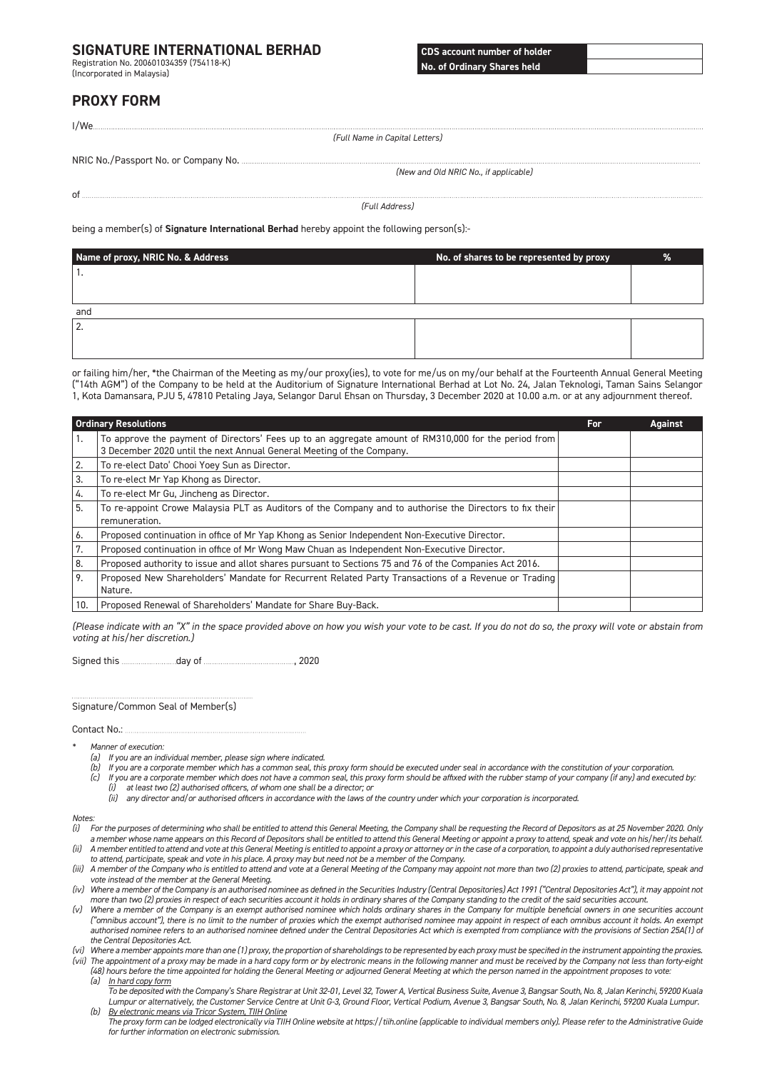# SIGNATURE INTERNATIONAL BERHAD

Registration No. 200601034359 (754118-K)
(Incorporated in Malaysia)

| CDS account number of holder | |
|---|---|
| No. of Ordinary Shares held | |

## PROXY FORM

I/We.....................................................................................................................................................
*(Full Name in Capital Letters)*

NRIC No./Passport No. or Company No. ....................................................................................................
*(New and Old NRIC No., if applicable)*

of .........................................................................................................................................................
*(Full Address)*

being a member(s) of **Signature International Berhad** hereby appoint the following person(s):-

| Name of proxy, NRIC No. & Address | No. of shares to be represented by proxy | % |
|---|---|---|
| 1. | | |
| and | | |
| 2. | | |

or failing him/her, *the Chairman of the Meeting as my/our proxy(ies), to vote for me/us on my/our behalf at the Fourteenth Annual General Meeting ("14th AGM") of the Company to be held at the Auditorium of Signature International Berhad at Lot No. 24, Jalan Teknologi, Taman Sains Selangor 1, Kota Damansara, PJU 5, 47810 Petaling Jaya, Selangor Darul Ehsan on Thursday, 3 December 2020 at 10.00 a.m. or at any adjournment thereof.

| | Ordinary Resolutions | For | Against |
|---|---|---|---|
| 1. | To approve the payment of Directors' Fees up to an aggregate amount of RM310,000 for the period from 3 December 2020 until the next Annual General Meeting of the Company. | | |
| 2. | To re-elect Dato' Chooi Yoey Sun as Director. | | |
| 3. | To re-elect Mr Yap Khong as Director. | | |
| 4. | To re-elect Mr Gu, Jincheng as Director. | | |
| 5. | To re-appoint Crowe Malaysia PLT as Auditors of the Company and to authorise the Directors to fix their remuneration. | | |
| 6. | Proposed continuation in office of Mr Yap Khong as Senior Independent Non-Executive Director. | | |
| 7. | Proposed continuation in office of Mr Wong Maw Chuan as Independent Non-Executive Director. | | |
| 8. | Proposed authority to issue and allot shares pursuant to Sections 75 and 76 of the Companies Act 2016. | | |
| 9. | Proposed New Shareholders' Mandate for Recurrent Related Party Transactions of a Revenue or Trading Nature. | | |
| 10. | Proposed Renewal of Shareholders' Mandate for Share Buy-Back. | | |

*(Please indicate with an "X" in the space provided above on how you wish your vote to be cast. If you do not do so, the proxy will vote or abstain from voting at his/her discretion.)*

Signed this ....................day of ..................................., 2020

..........................................................................
Signature/Common Seal of Member(s)

Contact No.: ..........................................................................

\* *Manner of execution:*
- *(a) If you are an individual member, please sign where indicated.*
- *(b) If you are a corporate member which has a common seal, this proxy form should be executed under seal in accordance with the constitution of your corporation.*
- *(c) If you are a corporate member which does not have a common seal, this proxy form should be affixed with the rubber stamp of your company (if any) and executed by:*
  - *(i) at least two (2) authorised officers, of whom one shall be a director; or*
  - *(ii) any director and/or authorised officers in accordance with the laws of the country under which your corporation is incorporated.*

*Notes:*

- *(i) For the purposes of determining who shall be entitled to attend this General Meeting, the Company shall be requesting the Record of Depositors as at 25 November 2020. Only a member whose name appears on this Record of Depositors shall be entitled to attend this General Meeting or appoint a proxy to attend, speak and vote on his/her/its behalf.*
- *(ii) A member entitled to attend and vote at this General Meeting is entitled to appoint a proxy or attorney or in the case of a corporation, to appoint a duly authorised representative to attend, participate, speak and vote in his place. A proxy may but need not be a member of the Company.*
- *(iii) A member of the Company who is entitled to attend and vote at a General Meeting of the Company may appoint not more than two (2) proxies to attend, participate, speak and vote instead of the member at the General Meeting.*
- *(iv) Where a member of the Company is an authorised nominee as defined in the Securities Industry (Central Depositories) Act 1991 ("Central Depositories Act"), it may appoint not more than two (2) proxies in respect of each securities account it holds in ordinary shares of the Company standing to the credit of the said securities account.*
- *(v) Where a member of the Company is an exempt authorised nominee which holds ordinary shares in the Company for multiple beneficial owners in one securities account ("omnibus account"), there is no limit to the number of proxies which the exempt authorised nominee may appoint in respect of each omnibus account it holds. An exempt authorised nominee refers to an authorised nominee defined under the Central Depositories Act which is exempted from compliance with the provisions of Section 25A(1) of the Central Depositories Act.*
- *(vi) Where a member appoints more than one (1) proxy, the proportion of shareholdings to be represented by each proxy must be specified in the instrument appointing the proxies.*
- *(vii) The appointment of a proxy may be made in a hard copy form or by electronic means in the following manner and must be received by the Company not less than forty-eight (48) hours before the time appointed for holding the General Meeting or adjourned General Meeting at which the person named in the appointment proposes to vote:*
  - *(a) In hard copy form*
    *To be deposited with the Company's Share Registrar at Unit 32-01, Level 32, Tower A, Vertical Business Suite, Avenue 3, Bangsar South, No. 8, Jalan Kerinchi, 59200 Kuala Lumpur or alternatively, the Customer Service Centre at Unit G-3, Ground Floor, Vertical Podium, Avenue 3, Bangsar South, No. 8, Jalan Kerinchi, 59200 Kuala Lumpur.*
  - *(b) By electronic means via Tricor System, TIIH Online*
    *The proxy form can be lodged electronically via TIIH Online website at https://tiih.online (applicable to individual members only). Please refer to the Administrative Guide for further information on electronic submission.*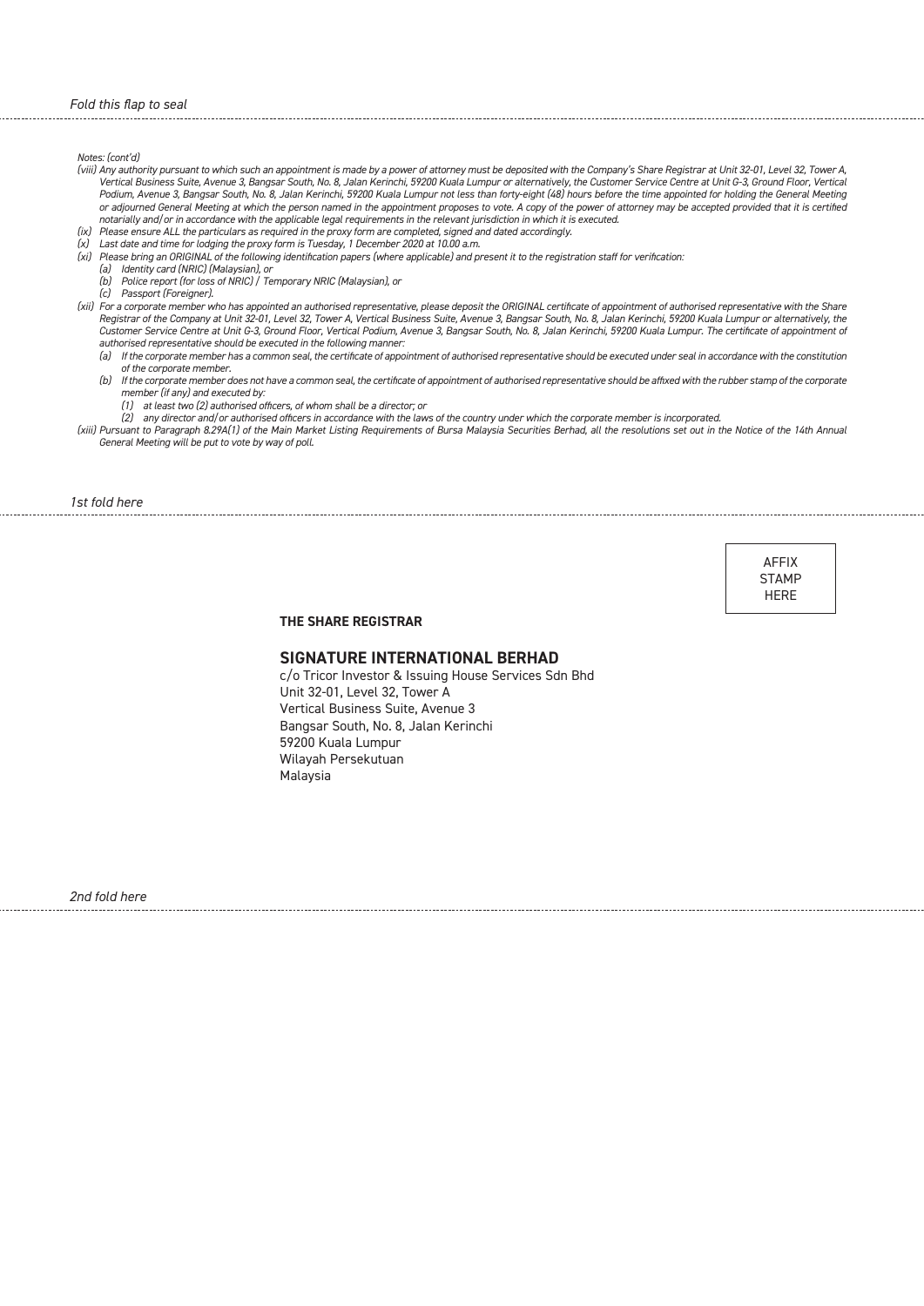*Fold this flap to seal*

*Notes: (cont'd)*

*(viii) Any authority pursuant to which such an appointment is made by a power of attorney must be deposited with the Company's Share Registrar at Unit 32-01, Level 32, Tower A, Vertical Business Suite, Avenue 3, Bangsar South, No. 8, Jalan Kerinchi, 59200 Kuala Lumpur or alternatively, the Customer Service Centre at Unit G-3, Ground Floor, Vertical Podium, Avenue 3, Bangsar South, No. 8, Jalan Kerinchi, 59200 Kuala Lumpur not less than forty-eight (48) hours before the time appointed for holding the General Meeting or adjourned General Meeting at which the person named in the appointment proposes to vote. A copy of the power of attorney may be accepted provided that it is certified notarially and/or in accordance with the applicable legal requirements in the relevant jurisdiction in which it is executed.*

*(ix) Please ensure ALL the particulars as required in the proxy form are completed, signed and dated accordingly.*

*(x) Last date and time for lodging the proxy form is Tuesday, 1 December 2020 at 10.00 a.m.*

*(xi) Please bring an ORIGINAL of the following identification papers (where applicable) and present it to the registration staff for verification:*
- *(a) Identity card (NRIC) (Malaysian), or*
- *(b) Police report (for loss of NRIC) / Temporary NRIC (Malaysian), or*
- *(c) Passport (Foreigner).*

*(xii) For a corporate member who has appointed an authorised representative, please deposit the ORIGINAL certificate of appointment of authorised representative with the Share Registrar of the Company at Unit 32-01, Level 32, Tower A, Vertical Business Suite, Avenue 3, Bangsar South, No. 8, Jalan Kerinchi, 59200 Kuala Lumpur or alternatively, the Customer Service Centre at Unit G-3, Ground Floor, Vertical Podium, Avenue 3, Bangsar South, No. 8, Jalan Kerinchi, 59200 Kuala Lumpur. The certificate of appointment of authorised representative should be executed in the following manner:*
- *(a) If the corporate member has a common seal, the certificate of appointment of authorised representative should be executed under seal in accordance with the constitution of the corporate member.*
- *(b) If the corporate member does not have a common seal, the certificate of appointment of authorised representative should be affixed with the rubber stamp of the corporate member (if any) and executed by:*
  - *(1) at least two (2) authorised officers, of whom shall be a director; or*
  - *(2) any director and/or authorised officers in accordance with the laws of the country under which the corporate member is incorporated.*

*(xiii) Pursuant to Paragraph 8.29A(1) of the Main Market Listing Requirements of Bursa Malaysia Securities Berhad, all the resolutions set out in the Notice of the 14th Annual General Meeting will be put to vote by way of poll.*

*1st fold here*

AFFIX
STAMP
HERE

**THE SHARE REGISTRAR**

**SIGNATURE INTERNATIONAL BERHAD**

c/o Tricor Investor & Issuing House Services Sdn Bhd
Unit 32-01, Level 32, Tower A
Vertical Business Suite, Avenue 3
Bangsar South, No. 8, Jalan Kerinchi
59200 Kuala Lumpur
Wilayah Persekutuan
Malaysia

*2nd fold here*